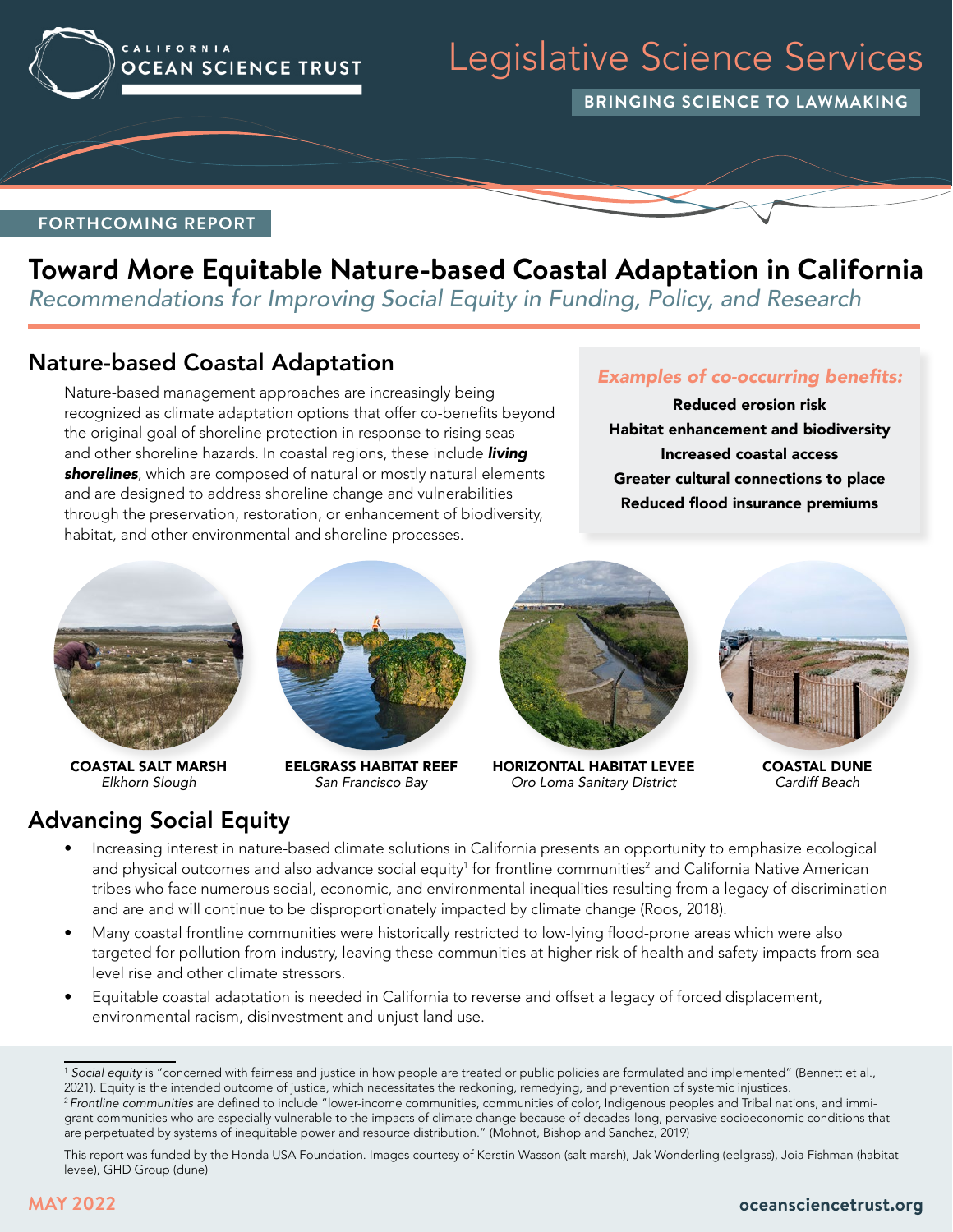CALIFORNIA OCEAN SCIENCE TRUST

# Legislative Science Services

**BRINGING SCIENCE TO LAWMAKING**

**FORTHCOMING REPORT**

# Toward More Equitable Nature-based Coastal Adaptation in California

*Recommendations for Improving Social Equity in Funding, Policy, and Research*

## Nature-based Coastal Adaptation

Nature-based management approaches are increasingly being recognized as climate adaptation options that offer co-benefits beyond the original goal of shoreline protection in response to rising seas and other shoreline hazards. In coastal regions, these include ***living shorelines***, which are composed of natural or mostly natural elements and are designed to address shoreline change and vulnerabilities through the preservation, restoration, or enhancement of biodiversity, habitat, and other environmental and shoreline processes.

*Examples of co-occurring benefits:*

**Reduced erosion risk**
**Habitat enhancement and biodiversity**
**Increased coastal access**
**Greater cultural connections to place**
**Reduced flood insurance premiums**

**COASTAL SALT MARSH**
*Elkhorn Slough*

**EELGRASS HABITAT REEF**
*San Francisco Bay*

**HORIZONTAL HABITAT LEVEE**
*Oro Loma Sanitary District*

**COASTAL DUNE**
*Cardiff Beach*

## Advancing Social Equity

- Increasing interest in nature-based climate solutions in California presents an opportunity to emphasize ecological and physical outcomes and also advance social equity[1] for frontline communities[2] and California Native American tribes who face numerous social, economic, and environmental inequalities resulting from a legacy of discrimination and are and will continue to be disproportionately impacted by climate change (Roos, 2018).
- Many coastal frontline communities were historically restricted to low-lying flood-prone areas which were also targeted for pollution from industry, leaving these communities at higher risk of health and safety impacts from sea level rise and other climate stressors.
- Equitable coastal adaptation is needed in California to reverse and offset a legacy of forced displacement, environmental racism, disinvestment and unjust land use.

[1] *Social equity* is "concerned with fairness and justice in how people are treated or public policies are formulated and implemented" (Bennett et al., 2021). Equity is the intended outcome of justice, which necessitates the reckoning, remedying, and prevention of systemic injustices.
[2] *Frontline communities* are defined to include "lower-income communities, communities of color, Indigenous peoples and Tribal nations, and immigrant communities who are especially vulnerable to the impacts of climate change because of decades-long, pervasive socioeconomic conditions that are perpetuated by systems of inequitable power and resource distribution." (Mohnot, Bishop and Sanchez, 2019)

This report was funded by the Honda USA Foundation. Images courtesy of Kerstin Wasson (salt marsh), Jak Wonderling (eelgrass), Joia Fishman (habitat levee), GHD Group (dune)

MAY 2022

oceansciencetrust.org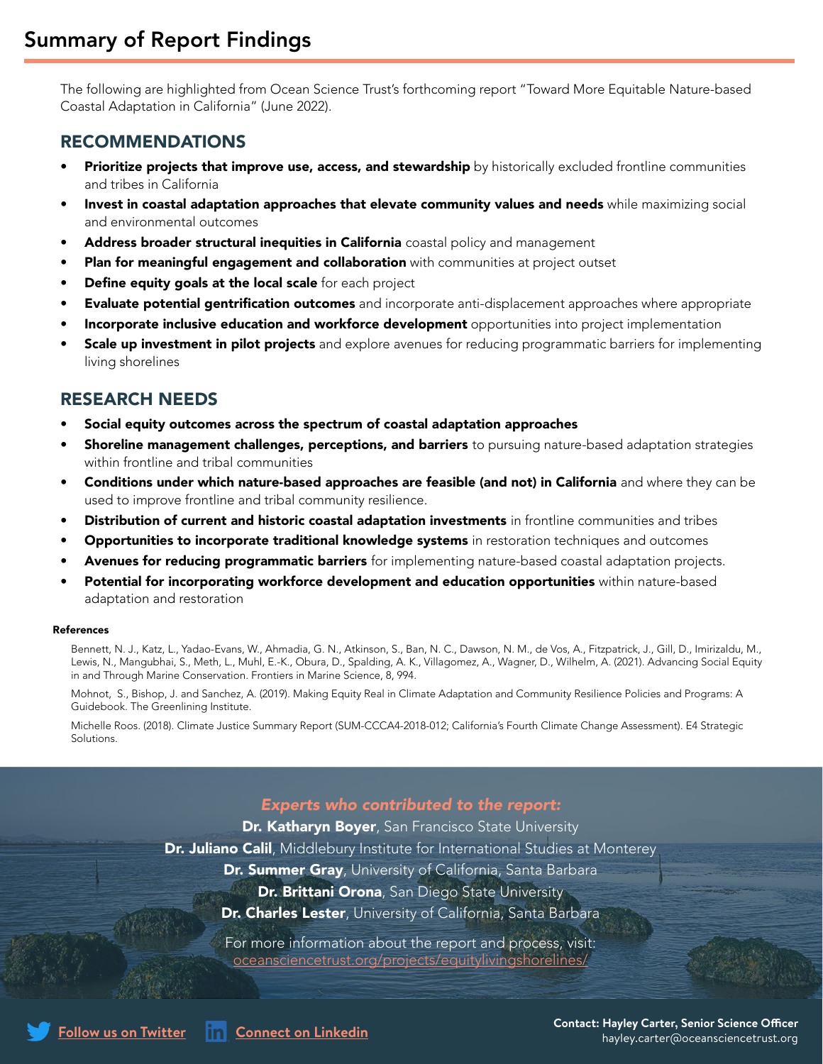# Summary of Report Findings

The following are highlighted from Ocean Science Trust's forthcoming report "Toward More Equitable Nature-based Coastal Adaptation in California" (June 2022).

## RECOMMENDATIONS

- **Prioritize projects that improve use, access, and stewardship** by historically excluded frontline communities and tribes in California
- **Invest in coastal adaptation approaches that elevate community values and needs** while maximizing social and environmental outcomes
- **Address broader structural inequities in California** coastal policy and management
- **Plan for meaningful engagement and collaboration** with communities at project outset
- **Define equity goals at the local scale** for each project
- **Evaluate potential gentrification outcomes** and incorporate anti-displacement approaches where appropriate
- **Incorporate inclusive education and workforce development** opportunities into project implementation
- **Scale up investment in pilot projects** and explore avenues for reducing programmatic barriers for implementing living shorelines

## RESEARCH NEEDS

- **Social equity outcomes across the spectrum of coastal adaptation approaches**
- **Shoreline management challenges, perceptions, and barriers** to pursuing nature-based adaptation strategies within frontline and tribal communities
- **Conditions under which nature-based approaches are feasible (and not) in California** and where they can be used to improve frontline and tribal community resilience.
- **Distribution of current and historic coastal adaptation investments** in frontline communities and tribes
- **Opportunities to incorporate traditional knowledge systems** in restoration techniques and outcomes
- **Avenues for reducing programmatic barriers** for implementing nature-based coastal adaptation projects.
- **Potential for incorporating workforce development and education opportunities** within nature-based adaptation and restoration

### References

Bennett, N. J., Katz, L., Yadao-Evans, W., Ahmadia, G. N., Atkinson, S., Ban, N. C., Dawson, N. M., de Vos, A., Fitzpatrick, J., Gill, D., Imirizaldu, M., Lewis, N., Mangubhai, S., Meth, L., Muhl, E.-K., Obura, D., Spalding, A. K., Villagomez, A., Wagner, D., Wilhelm, A. (2021). Advancing Social Equity in and Through Marine Conservation. Frontiers in Marine Science, 8, 994.

Mohnot, S., Bishop, J. and Sanchez, A. (2019). Making Equity Real in Climate Adaptation and Community Resilience Policies and Programs: A Guidebook. The Greenlining Institute.

Michelle Roos. (2018). Climate Justice Summary Report (SUM-CCCA4-2018-012; California's Fourth Climate Change Assessment). E4 Strategic Solutions.

*Experts who contributed to the report:*

**Dr. Katharyn Boyer**, San Francisco State University
**Dr. Juliano Calil**, Middlebury Institute for International Studies at Monterey
**Dr. Summer Gray**, University of California, Santa Barbara
**Dr. Brittani Orona**, San Diego State University
**Dr. Charles Lester**, University of California, Santa Barbara

For more information about the report and process, visit: oceansciencetrust.org/projects/equitylivingshorelines/

Follow us on Twitter | Connect on Linkedin

**Contact: Hayley Carter, Senior Science Officer**
hayley.carter@oceansciencetrust.org